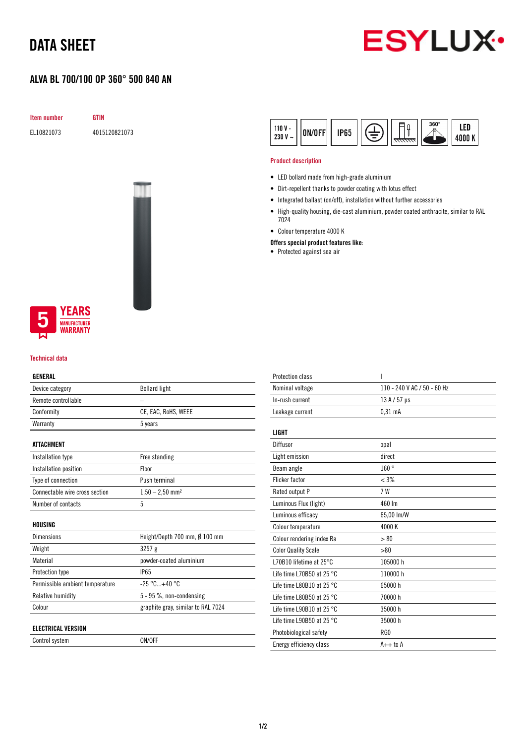# DATA SHEET

## ALVA BL 700/100 OP 360° 500 840 AN

| Item number | GTIN |
|---|---|
| EL10821073 | 4015120821073 |

110 V - 230 V ~ | ON/OFF | IP65 | 360° | LED 4000 K

5 YEARS MANUFACTURER WARRANTY

### Product description

- LED bollard made from high-grade aluminium
- Dirt-repellent thanks to powder coating with lotus effect
- Integrated ballast (on/off), installation without further accessories
- High-quality housing, die-cast aluminium, powder coated anthracite, similar to RAL 7024
- Colour temperature 4000 K

**Offers special product features like:**

- Protected against sea air

### Technical data

| GENERAL | |
|---|---|
| Device category | Bollard light |
| Remote controllable | – |
| Conformity | CE, EAC, RoHS, WEEE |
| Warranty | 5 years |

| ATTACHMENT | |
|---|---|
| Installation type | Free standing |
| Installation position | Floor |
| Type of connection | Push terminal |
| Connectable wire cross section | 1,50 – 2,50 mm² |
| Number of contacts | 5 |

| HOUSING | |
|---|---|
| Dimensions | Height/Depth 700 mm, Ø 100 mm |
| Weight | 3257 g |
| Material | powder-coated aluminium |
| Protection type | IP65 |
| Permissible ambient temperature | -25 °C...+40 °C |
| Relative humidity | 5 - 95 %, non-condensing |
| Colour | graphite gray, similar to RAL 7024 |

| ELECTRICAL VERSION | |
|---|---|
| Control system | ON/OFF |
| Protection class | I |
| Nominal voltage | 110 - 240 V AC / 50 - 60 Hz |
| In-rush current | 13 A / 57 µs |
| Leakage current | 0,31 mA |

| LIGHT | |
|---|---|
| Diffusor | opal |
| Light emission | direct |
| Beam angle | 160 ° |
| Flicker factor | < 3% |
| Rated output P | 7 W |
| Luminous Flux (light) | 460 lm |
| Luminous efficacy | 65,00 lm/W |
| Colour temperature | 4000 K |
| Colour rendering index Ra | > 80 |
| Color Quality Scale | >80 |
| L70B10 lifetime at 25°C | 105000 h |
| Life time L70B50 at 25 °C | 110000 h |
| Life time L80B10 at 25 °C | 65000 h |
| Life time L80B50 at 25 °C | 70000 h |
| Life time L90B10 at 25 °C | 35000 h |
| Life time L90B50 at 25 °C | 35000 h |
| Photobiological safety | RG0 |
| Energy efficiency class | A++ to A |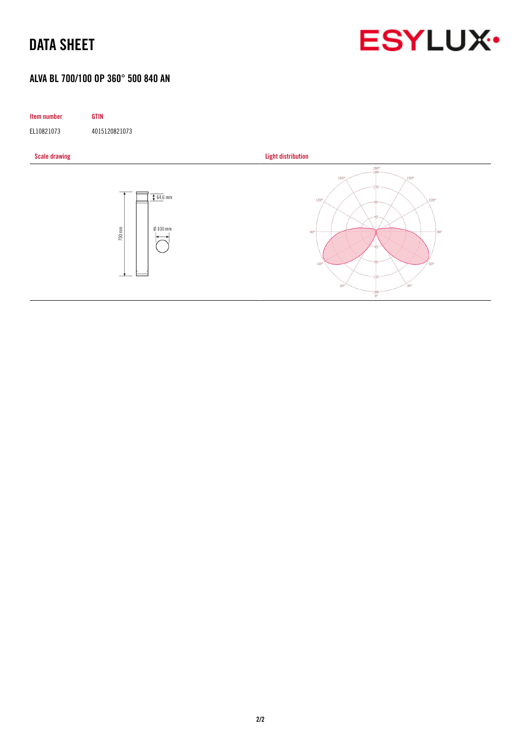# DATA SHEET

ESYLUX

## ALVA BL 700/100 OP 360° 500 840 AN

| Item number | GTIN |
| --- | --- |
| EL10821073 | 4015120821073 |

**Scale drawing**

64,6 mm
Ø 100 mm
700 mm

**Light distribution**

180°
180
150°
150°
135
120°
120°
90
45
90°
90°
45
60°
90
60°
135
30°
30°
180
0°